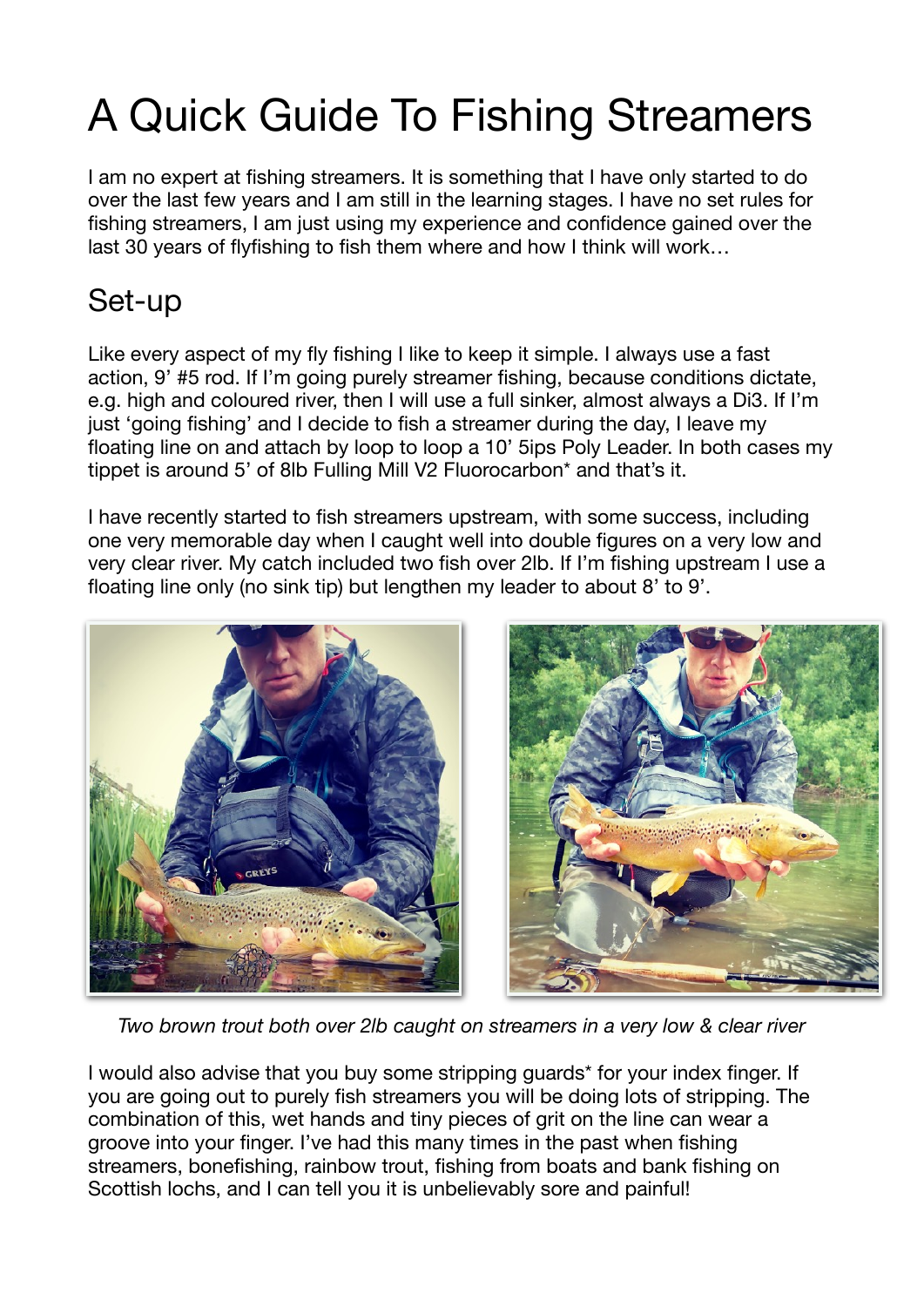# A Quick Guide To Fishing Streamers

I am no expert at fishing streamers. It is something that I have only started to do over the last few years and I am still in the learning stages. I have no set rules for fishing streamers, I am just using my experience and confidence gained over the last 30 years of flyfishing to fish them where and how I think will work…

## Set-up

Like every aspect of my fly fishing I like to keep it simple. I always use a fast action, 9' #5 rod. If I'm going purely streamer fishing, because conditions dictate, e.g. high and coloured river, then I will use a full sinker, almost always a Di3. If I'm just 'going fishing' and I decide to fish a streamer during the day, I leave my floating line on and attach by loop to loop a 10' 5ips Poly Leader. In both cases my tippet is around 5' of 8lb Fulling Mill V2 Fluorocarbon* and that's it.

I have recently started to fish streamers upstream, with some success, including one very memorable day when I caught well into double figures on a very low and very clear river. My catch included two fish over 2lb. If I'm fishing upstream I use a floating line only (no sink tip) but lengthen my leader to about 8' to 9'.

*Two brown trout both over 2lb caught on streamers in a very low & clear river*

I would also advise that you buy some stripping guards* for your index finger. If you are going out to purely fish streamers you will be doing lots of stripping. The combination of this, wet hands and tiny pieces of grit on the line can wear a groove into your finger. I've had this many times in the past when fishing streamers, bonefishing, rainbow trout, fishing from boats and bank fishing on Scottish lochs, and I can tell you it is unbelievably sore and painful!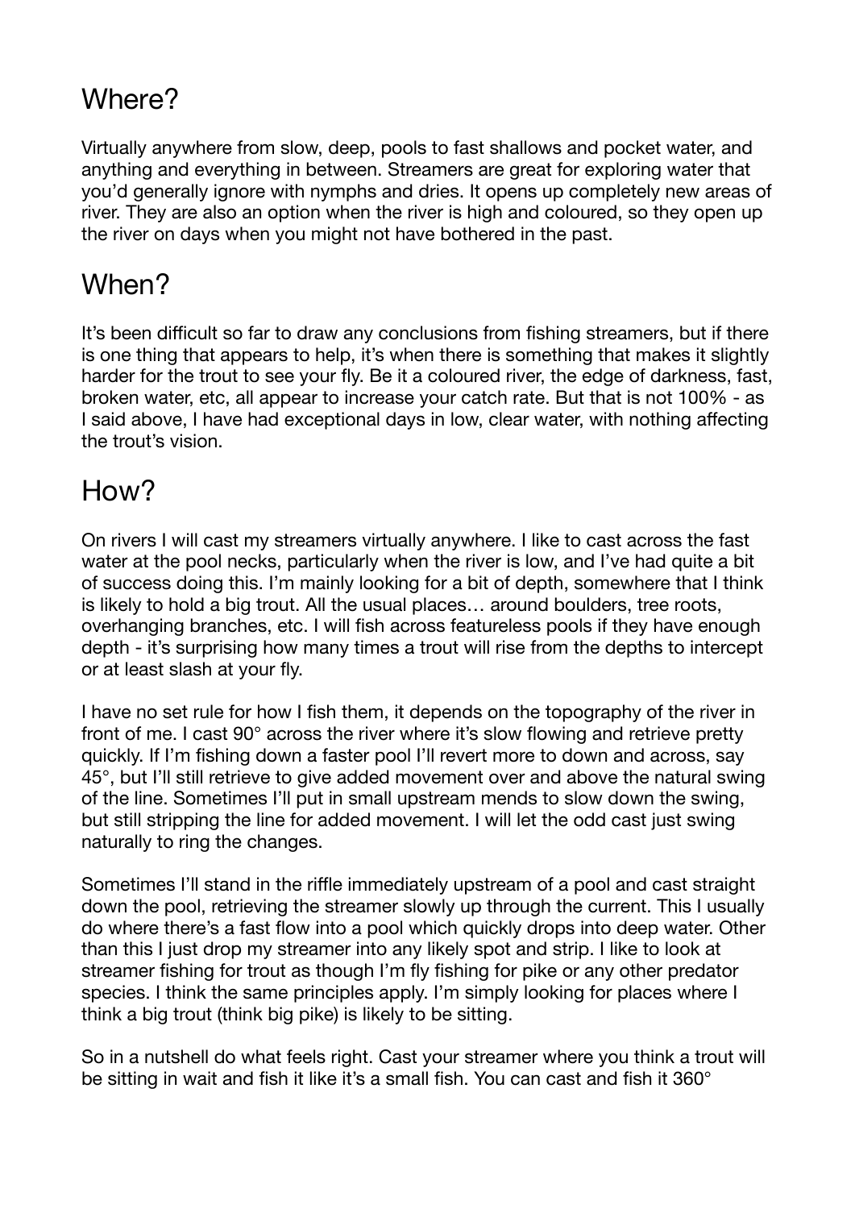## Where?

Virtually anywhere from slow, deep, pools to fast shallows and pocket water, and anything and everything in between. Streamers are great for exploring water that you'd generally ignore with nymphs and dries. It opens up completely new areas of river. They are also an option when the river is high and coloured, so they open up the river on days when you might not have bothered in the past.

## When?

It's been difficult so far to draw any conclusions from fishing streamers, but if there is one thing that appears to help, it's when there is something that makes it slightly harder for the trout to see your fly. Be it a coloured river, the edge of darkness, fast, broken water, etc, all appear to increase your catch rate. But that is not 100% - as I said above, I have had exceptional days in low, clear water, with nothing affecting the trout's vision.

## How?

On rivers I will cast my streamers virtually anywhere. I like to cast across the fast water at the pool necks, particularly when the river is low, and I've had quite a bit of success doing this. I'm mainly looking for a bit of depth, somewhere that I think is likely to hold a big trout. All the usual places… around boulders, tree roots, overhanging branches, etc. I will fish across featureless pools if they have enough depth - it's surprising how many times a trout will rise from the depths to intercept or at least slash at your fly.

I have no set rule for how I fish them, it depends on the topography of the river in front of me. I cast 90° across the river where it's slow flowing and retrieve pretty quickly. If I'm fishing down a faster pool I'll revert more to down and across, say 45°, but I'll still retrieve to give added movement over and above the natural swing of the line. Sometimes I'll put in small upstream mends to slow down the swing, but still stripping the line for added movement. I will let the odd cast just swing naturally to ring the changes.

Sometimes I'll stand in the riffle immediately upstream of a pool and cast straight down the pool, retrieving the streamer slowly up through the current. This I usually do where there's a fast flow into a pool which quickly drops into deep water. Other than this I just drop my streamer into any likely spot and strip. I like to look at streamer fishing for trout as though I'm fly fishing for pike or any other predator species. I think the same principles apply. I'm simply looking for places where I think a big trout (think big pike) is likely to be sitting.

So in a nutshell do what feels right. Cast your streamer where you think a trout will be sitting in wait and fish it like it's a small fish. You can cast and fish it 360°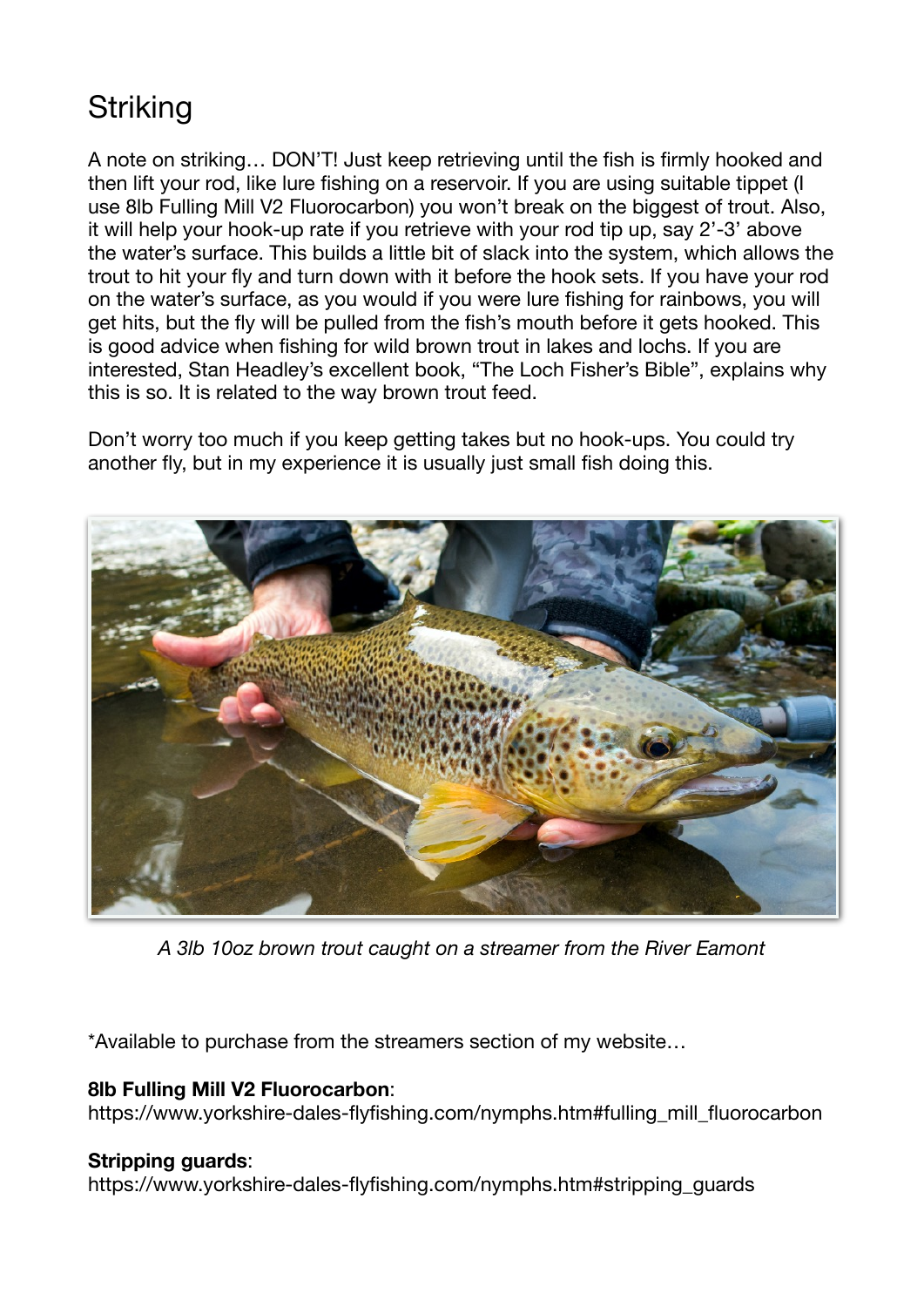# Striking

A note on striking… DON'T! Just keep retrieving until the fish is firmly hooked and then lift your rod, like lure fishing on a reservoir. If you are using suitable tippet (I use 8lb Fulling Mill V2 Fluorocarbon) you won't break on the biggest of trout. Also, it will help your hook-up rate if you retrieve with your rod tip up, say 2'-3' above the water's surface. This builds a little bit of slack into the system, which allows the trout to hit your fly and turn down with it before the hook sets. If you have your rod on the water's surface, as you would if you were lure fishing for rainbows, you will get hits, but the fly will be pulled from the fish's mouth before it gets hooked. This is good advice when fishing for wild brown trout in lakes and lochs. If you are interested, Stan Headley's excellent book, "The Loch Fisher's Bible", explains why this is so. It is related to the way brown trout feed.

Don't worry too much if you keep getting takes but no hook-ups. You could try another fly, but in my experience it is usually just small fish doing this.

*A 3lb 10oz brown trout caught on a streamer from the River Eamont*

*Available to purchase from the streamers section of my website…

**8lb Fulling Mill V2 Fluorocarbon**:
https://www.yorkshire-dales-flyfishing.com/nymphs.htm#fulling_mill_fluorocarbon

**Stripping guards**:
https://www.yorkshire-dales-flyfishing.com/nymphs.htm#stripping_guards